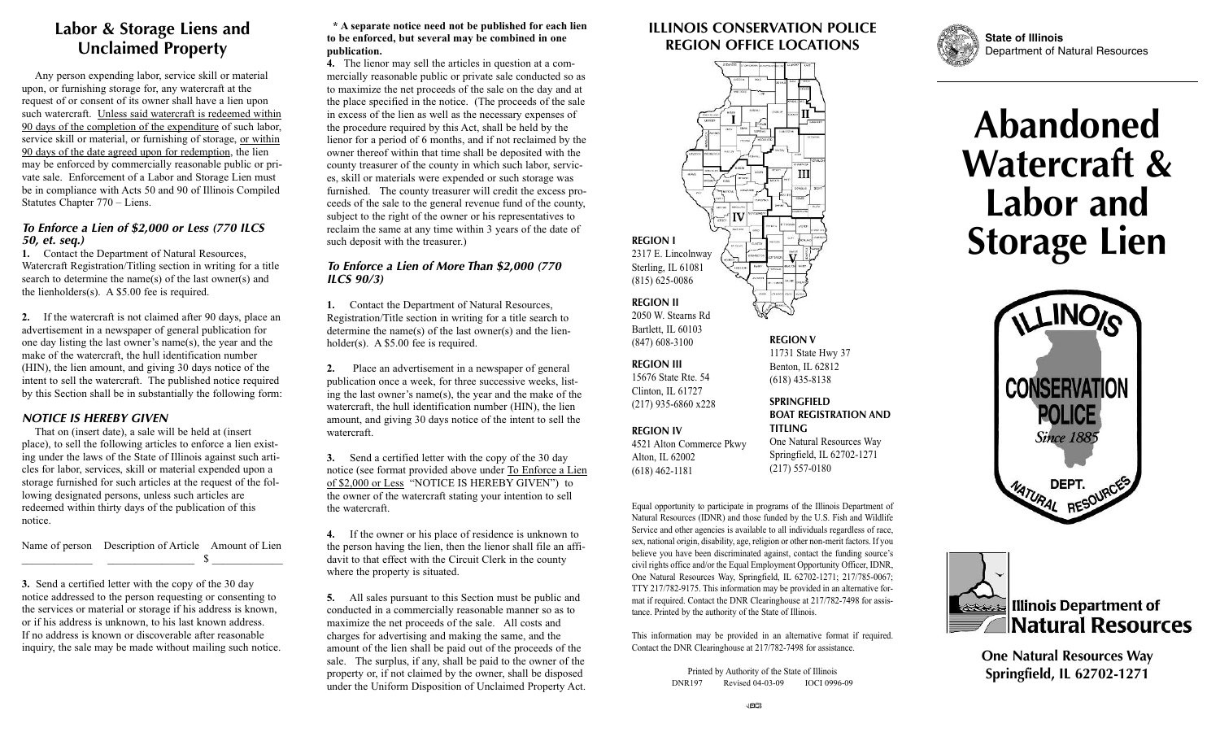## Labor & Storage Liens and Unclaimed Property

Any person expending labor, service skill or material upon, or furnishing storage for, any watercraft at the request of or consent of its owner shall have a lien upon such watercraft. Unless said watercraft is redeemed within 90 days of the completion of the expenditure of such labor, service skill or material, or furnishing of storage, or within 90 days of the date agreed upon for redemption, the lien may be enforced by commercially reasonable public or private sale. Enforcement of a Labor and Storage Lien must be in compliance with Acts 50 and 90 of Illinois Compiled Statutes Chapter 770 – Liens.

### *To Enforce a Lien of $2,000 or Less (770 ILCS 50, et. seq.)*

**1.** Contact the Department of Natural Resources, Watercraft Registration/Titling section in writing for a title search to determine the name(s) of the last owner(s) and the lienholders(s). A $5.00 fee is required.

**2.** If the watercraft is not claimed after 90 days, place an advertisement in a newspaper of general publication for one day listing the last owner's name(s), the year and the make of the watercraft, the hull identification number (HIN), the lien amount, and giving 30 days notice of the intent to sell the watercraft. The published notice required by this Section shall be in substantially the following form:

### *NOTICE IS HEREBY GIVEN*

That on (insert date), a sale will be held at (insert place), to sell the following articles to enforce a lien existing under the laws of the State of Illinois against such articles for labor, services, skill or material expended upon a storage furnished for such articles at the request of the following designated persons, unless such articles are redeemed within thirty days of the publication of this notice.

| Name of person | Description of Article | Amount of Lien |
|---|---|---|
| ____________ | ______________ | $ ____________ |

**3.** Send a certified letter with the copy of the 30 day notice addressed to the person requesting or consenting to the services or material or storage if his address is known, or if his address is unknown, to his last known address. If no address is known or discoverable after reasonable inquiry, the sale may be made without mailing such notice.

**\* A separate notice need not be published for each lien to be enforced, but several may be combined in one publication.**

**4.** The lienor may sell the articles in question at a commercially reasonable public or private sale conducted so as to maximize the net proceeds of the sale on the day and at the place specified in the notice. (The proceeds of the sale in excess of the lien as well as the necessary expenses of the procedure required by this Act, shall be held by the lienor for a period of 6 months, and if not reclaimed by the owner thereof within that time shall be deposited with the county treasurer of the county in which such labor, services, skill or materials were expended or such storage was furnished. The county treasurer will credit the excess proceeds of the sale to the general revenue fund of the county, subject to the right of the owner or his representatives to reclaim the same at any time within 3 years of the date of such deposit with the treasurer.)

### *To Enforce a Lien of More Than $2,000 (770 ILCS 90/3)*

**1.** Contact the Department of Natural Resources, Registration/Title section in writing for a title search to determine the name(s) of the last owner(s) and the lienholder(s). A $5.00 fee is required.

**2.** Place an advertisement in a newspaper of general publication once a week, for three successive weeks, listing the last owner's name(s), the year and the make of the watercraft, the hull identification number (HIN), the lien amount, and giving 30 days notice of the intent to sell the watercraft.

**3.** Send a certified letter with the copy of the 30 day notice (see format provided above under To Enforce a Lien of $2,000 or Less "NOTICE IS HEREBY GIVEN") to the owner of the watercraft stating your intention to sell the watercraft.

**4.** If the owner or his place of residence is unknown to the person having the lien, then the lienor shall file an affidavit to that effect with the Circuit Clerk in the county where the property is situated.

**5.** All sales pursuant to this Section must be public and conducted in a commercially reasonable manner so as to maximize the net proceeds of the sale. All costs and charges for advertising and making the same, and the amount of the lien shall be paid out of the proceeds of the sale. The surplus, if any, shall be paid to the owner of the property or, if not claimed by the owner, shall be disposed under the Uniform Disposition of Unclaimed Property Act.

## ILLINOIS CONSERVATION POLICE REGION OFFICE LOCATIONS

**REGION I**
2317 E. Lincolnway
Sterling, IL 61081
(815) 625-0086

**REGION II**
2050 W. Stearns Rd
Bartlett, IL 60103
(847) 608-3100

**REGION III**
15676 State Rte. 54
Clinton, IL 61727
(217) 935-6860 x228

**REGION IV**
4521 Alton Commerce Pkwy
Alton, IL 62002
(618) 462-1181

**REGION V**
11731 State Hwy 37
Benton, IL 62812
(618) 435-8138

**SPRINGFIELD BOAT REGISTRATION AND TITLING**
One Natural Resources Way
Springfield, IL 62702-1271
(217) 557-0180

Equal opportunity to participate in programs of the Illinois Department of Natural Resources (IDNR) and those funded by the U.S. Fish and Wildlife Service and other agencies is available to all individuals regardless of race, sex, national origin, disability, age, religion or other non-merit factors. If you believe you have been discriminated against, contact the funding source's civil rights office and/or the Equal Employment Opportunity Officer, IDNR, One Natural Resources Way, Springfield, IL 62702-1271; 217/785-0067; TTY 217/782-9175. This information may be provided in an alternative format if required. Contact the DNR Clearinghouse at 217/782-7498 for assistance. Printed by the authority of the State of Illinois.

This information may be provided in an alternative format if required. Contact the DNR Clearinghouse at 217/782-7498 for assistance.

Printed by Authority of the State of Illinois
DNR197 Revised 04-03-09 IOCI 0996-09

**State of Illinois**
Department of Natural Resources

# Abandoned Watercraft & Labor and Storage Lien

Illinois Conservation Police — Since 1885 — Dept. Natural Resources

**Illinois Department of Natural Resources**

**One Natural Resources Way**
**Springfield, IL 62702-1271**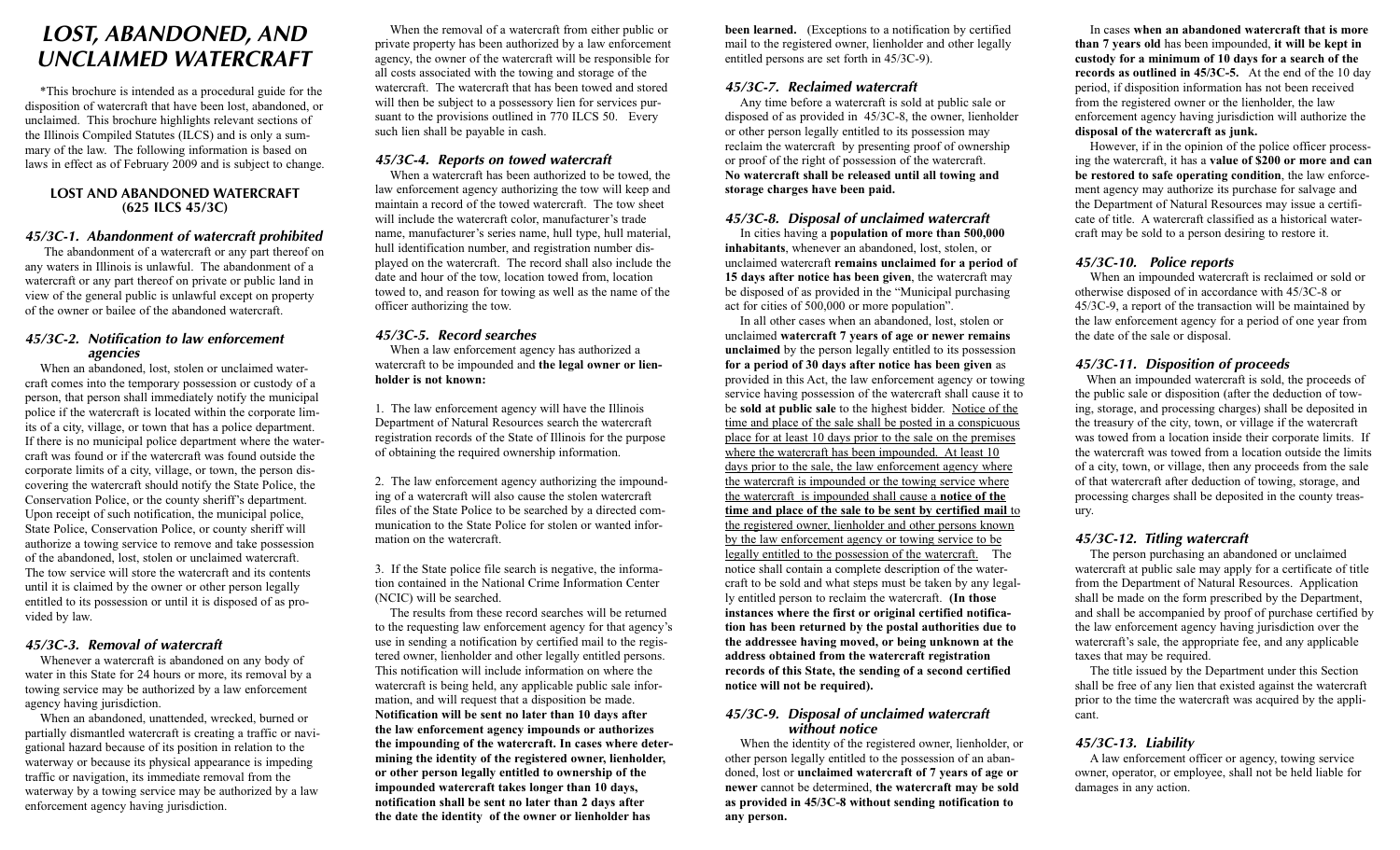# LOST, ABANDONED, AND UNCLAIMED WATERCRAFT

*This brochure is intended as a procedural guide for the disposition of watercraft that have been lost, abandoned, or unclaimed. This brochure highlights relevant sections of the Illinois Compiled Statutes (ILCS) and is only a summary of the law. The following information is based on laws in effect as of February 2009 and is subject to change.

## LOST AND ABANDONED WATERCRAFT (625 ILCS 45/3C)

### *45/3C-1. Abandonment of watercraft prohibited*

The abandonment of a watercraft or any part thereof on any waters in Illinois is unlawful. The abandonment of a watercraft or any part thereof on private or public land in view of the general public is unlawful except on property of the owner or bailee of the abandoned watercraft.

### *45/3C-2. Notification to law enforcement agencies*

When an abandoned, lost, stolen or unclaimed watercraft comes into the temporary possession or custody of a person, that person shall immediately notify the municipal police if the watercraft is located within the corporate limits of a city, village, or town that has a police department. If there is no municipal police department where the watercraft was found or if the watercraft was found outside the corporate limits of a city, village, or town, the person discovering the watercraft should notify the State Police, the Conservation Police, or the county sheriff's department. Upon receipt of such notification, the municipal police, State Police, Conservation Police, or county sheriff will authorize a towing service to remove and take possession of the abandoned, lost, stolen or unclaimed watercraft. The tow service will store the watercraft and its contents until it is claimed by the owner or other person legally entitled to its possession or until it is disposed of as provided by law.

### *45/3C-3. Removal of watercraft*

Whenever a watercraft is abandoned on any body of water in this State for 24 hours or more, its removal by a towing service may be authorized by a law enforcement agency having jurisdiction.

When an abandoned, unattended, wrecked, burned or partially dismantled watercraft is creating a traffic or navigational hazard because of its position in relation to the waterway or because its physical appearance is impeding traffic or navigation, its immediate removal from the waterway by a towing service may be authorized by a law enforcement agency having jurisdiction.

When the removal of a watercraft from either public or private property has been authorized by a law enforcement agency, the owner of the watercraft will be responsible for all costs associated with the towing and storage of the watercraft. The watercraft that has been towed and stored will then be subject to a possessory lien for services pursuant to the provisions outlined in 770 ILCS 50. Every such lien shall be payable in cash.

### *45/3C-4. Reports on towed watercraft*

When a watercraft has been authorized to be towed, the law enforcement agency authorizing the tow will keep and maintain a record of the towed watercraft. The tow sheet will include the watercraft color, manufacturer's trade name, manufacturer's series name, hull type, hull material, hull identification number, and registration number displayed on the watercraft. The record shall also include the date and hour of the tow, location towed from, location towed to, and reason for towing as well as the name of the officer authorizing the tow.

### *45/3C-5. Record searches*

When a law enforcement agency has authorized a watercraft to be impounded and **the legal owner or lienholder is not known:**

1. The law enforcement agency will have the Illinois Department of Natural Resources search the watercraft registration records of the State of Illinois for the purpose of obtaining the required ownership information.

2. The law enforcement agency authorizing the impounding of a watercraft will also cause the stolen watercraft files of the State Police to be searched by a directed communication to the State Police for stolen or wanted information on the watercraft.

3. If the State police file search is negative, the information contained in the National Crime Information Center (NCIC) will be searched.

The results from these record searches will be returned to the requesting law enforcement agency for that agency's use in sending a notification by certified mail to the registered owner, lienholder and other legally entitled persons. This notification will include information on where the watercraft is being held, any applicable public sale information, and will request that a disposition be made. **Notification will be sent no later than 10 days after the law enforcement agency impounds or authorizes the impounding of the watercraft. In cases where determining the identity of the registered owner, lienholder, or other person legally entitled to ownership of the impounded watercraft takes longer than 10 days, notification shall be sent no later than 2 days after the date the identity of the owner or lienholder has been learned.** (Exceptions to a notification by certified mail to the registered owner, lienholder and other legally entitled persons are set forth in 45/3C-9).

### *45/3C-7. Reclaimed watercraft*

Any time before a watercraft is sold at public sale or disposed of as provided in 45/3C-8, the owner, lienholder or other person legally entitled to its possession may reclaim the watercraft by presenting proof of ownership or proof of the right of possession of the watercraft. **No watercraft shall be released until all towing and storage charges have been paid.**

### *45/3C-8. Disposal of unclaimed watercraft*

In cities having a **population of more than 500,000 inhabitants**, whenever an abandoned, lost, stolen, or unclaimed watercraft **remains unclaimed for a period of 15 days after notice has been given**, the watercraft may be disposed of as provided in the "Municipal purchasing act for cities of 500,000 or more population".

In all other cases when an abandoned, lost, stolen or unclaimed **watercraft 7 years of age or newer remains unclaimed** by the person legally entitled to its possession **for a period of 30 days after notice has been given** as provided in this Act, the law enforcement agency or towing service having possession of the watercraft shall cause it to be **sold at public sale** to the highest bidder. Notice of the time and place of the sale shall be posted in a conspicuous place for at least 10 days prior to the sale on the premises where the watercraft has been impounded. At least 10 days prior to the sale, the law enforcement agency where the watercraft is impounded or the towing service where the watercraft is impounded shall cause a **notice of the time and place of the sale to be sent by certified mail** to the registered owner, lienholder and other persons known by the law enforcement agency or towing service to be legally entitled to the possession of the watercraft. The notice shall contain a complete description of the watercraft to be sold and what steps must be taken by any legally entitled person to reclaim the watercraft. **(In those instances where the first or original certified notification has been returned by the postal authorities due to the addressee having moved, or being unknown at the address obtained from the watercraft registration records of this State, the sending of a second certified notice will not be required).**

### *45/3C-9. Disposal of unclaimed watercraft without notice*

When the identity of the registered owner, lienholder, or other person legally entitled to the possession of an abandoned, lost or **unclaimed watercraft of 7 years of age or newer** cannot be determined, **the watercraft may be sold as provided in 45/3C-8 without sending notification to any person.**

In cases **when an abandoned watercraft that is more than 7 years old** has been impounded, **it will be kept in custody for a minimum of 10 days for a search of the records as outlined in 45/3C-5.** At the end of the 10 day period, if disposition information has not been received from the registered owner or the lienholder, the law enforcement agency having jurisdiction will authorize the **disposal of the watercraft as junk.**

However, if in the opinion of the police officer processing the watercraft, it has a **value of $200 or more and can be restored to safe operating condition**, the law enforcement agency may authorize its purchase for salvage and the Department of Natural Resources may issue a certificate of title. A watercraft classified as a historical watercraft may be sold to a person desiring to restore it.

### *45/3C-10. Police reports*

When an impounded watercraft is reclaimed or sold or otherwise disposed of in accordance with 45/3C-8 or 45/3C-9, a report of the transaction will be maintained by the law enforcement agency for a period of one year from the date of the sale or disposal.

### *45/3C-11. Disposition of proceeds*

When an impounded watercraft is sold, the proceeds of the public sale or disposition (after the deduction of towing, storage, and processing charges) shall be deposited in the treasury of the city, town, or village if the watercraft was towed from a location inside their corporate limits. If the watercraft was towed from a location outside the limits of a city, town, or village, then any proceeds from the sale of that watercraft after deduction of towing, storage, and processing charges shall be deposited in the county treasury.

### *45/3C-12. Titling watercraft*

The person purchasing an abandoned or unclaimed watercraft at public sale may apply for a certificate of title from the Department of Natural Resources. Application shall be made on the form prescribed by the Department, and shall be accompanied by proof of purchase certified by the law enforcement agency having jurisdiction over the watercraft's sale, the appropriate fee, and any applicable taxes that may be required.

The title issued by the Department under this Section shall be free of any lien that existed against the watercraft prior to the time the watercraft was acquired by the applicant.

### *45/3C-13. Liability*

A law enforcement officer or agency, towing service owner, operator, or employee, shall not be held liable for damages in any action.